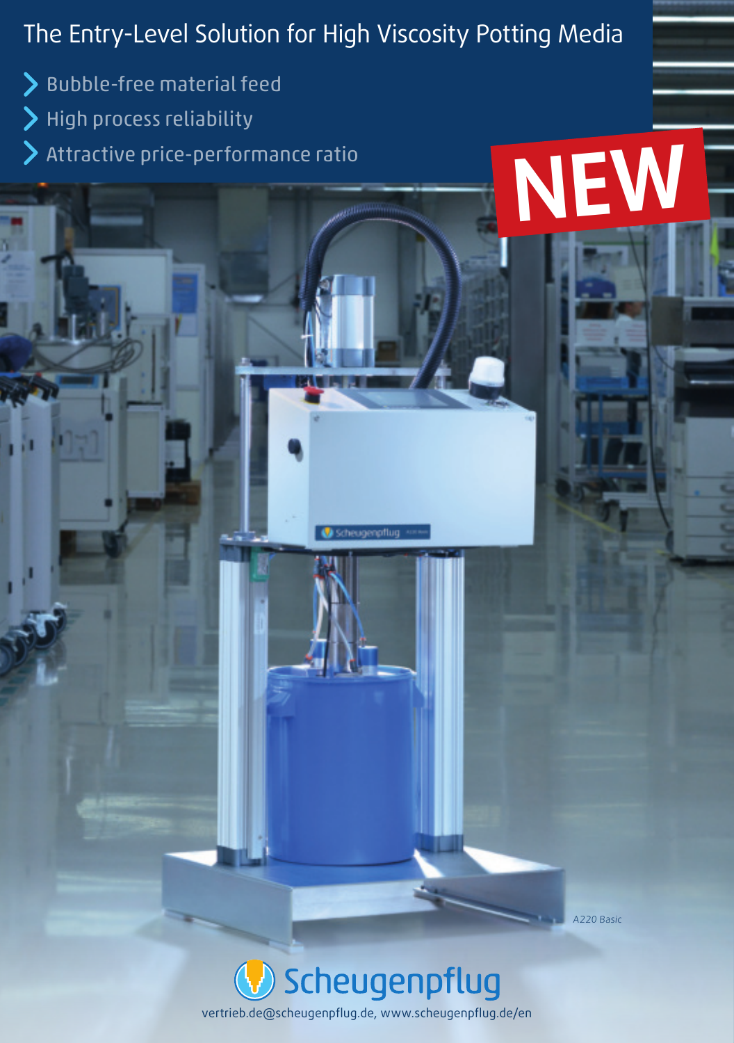# The Entry-Level Solution for High Viscosity Potting Media

- Bubble-free material feed
- High process reliability
- Attractive price-performance ratio

NEW

A220 Basic

Scheugenpflug

vertrieb.de@scheugenpflug.de, www.scheugenpflug.de/en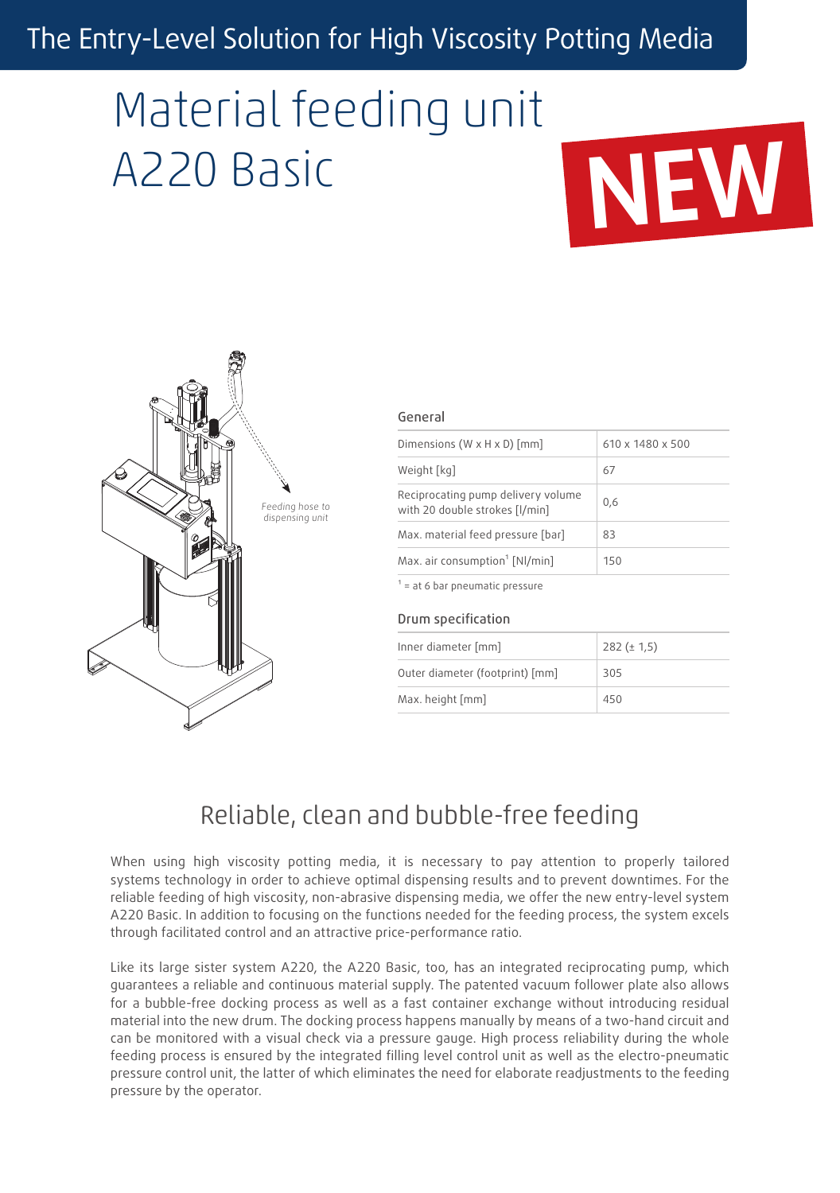# The Entry-Level Solution for High Viscosity Potting Media

# Material feeding unit A220 Basic

NEW

*Feeding hose to dispensing unit*

### General

| | |
|---|---|
| Dimensions (W x H x D) [mm] | 610 x 1480 x 500 |
| Weight [kg] | 67 |
| Reciprocating pump delivery volume with 20 double strokes [l/min] | 0,6 |
| Max. material feed pressure [bar] | 83 |
| Max. air consumption[1] [Nl/min] | 150 |

[1] = at 6 bar pneumatic pressure

### Drum specification

| | |
|---|---|
| Inner diameter [mm] | 282 (± 1,5) |
| Outer diameter (footprint) [mm] | 305 |
| Max. height [mm] | 450 |

## Reliable, clean and bubble-free feeding

When using high viscosity potting media, it is necessary to pay attention to properly tailored systems technology in order to achieve optimal dispensing results and to prevent downtimes. For the reliable feeding of high viscosity, non-abrasive dispensing media, we offer the new entry-level system A220 Basic. In addition to focusing on the functions needed for the feeding process, the system excels through facilitated control and an attractive price-performance ratio.

Like its large sister system A220, the A220 Basic, too, has an integrated reciprocating pump, which guarantees a reliable and continuous material supply. The patented vacuum follower plate also allows for a bubble-free docking process as well as a fast container exchange without introducing residual material into the new drum. The docking process happens manually by means of a two-hand circuit and can be monitored with a visual check via a pressure gauge. High process reliability during the whole feeding process is ensured by the integrated filling level control unit as well as the electro-pneumatic pressure control unit, the latter of which eliminates the need for elaborate readjustments to the feeding pressure by the operator.